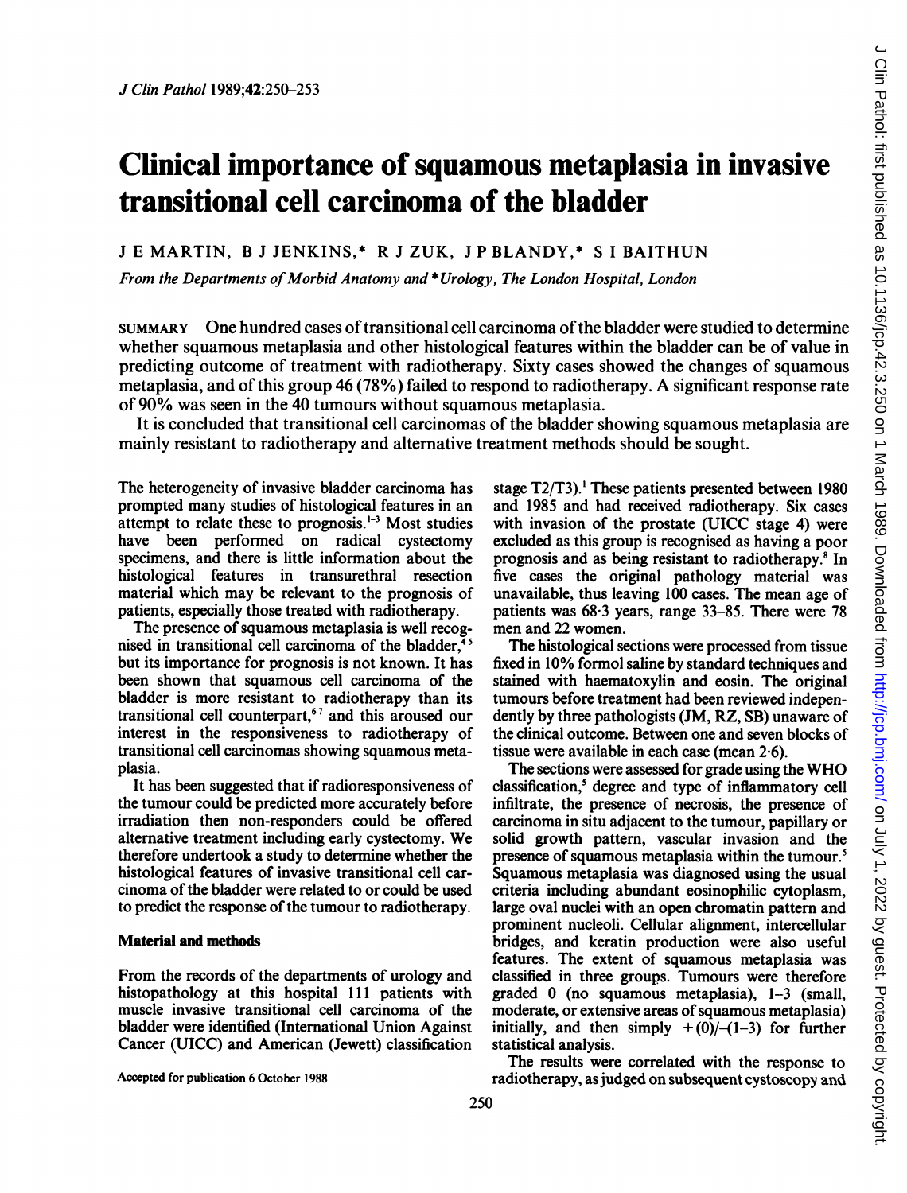# Clinical importance of squamous metaplasia in invasive transitional cell carcinoma of the bladder

J E MARTIN, B J JENKINS,* R J ZUK, J P BLANDY,* S I BAITHUN

*From the Departments of Morbid Anatomy and \*Urology, The London Hospital, London*

SUMMARY One hundred cases of transitional cell carcinoma of the bladder were studied to determine whether squamous metaplasia and other histological features within the bladder can be of value in predicting outcome of treatment with radiotherapy. Sixty cases showed the changes of squamous metaplasia, and of this group 46 (78%) failed to respond to radiotherapy. A significant response rate of 90% was seen in the 40 tumours without squamous metaplasia.

It is concluded that transitional cell carcinomas of the bladder showing squamous metaplasia are mainly resistant to radiotherapy and alternative treatment methods should be sought.

The heterogeneity of invasive bladder carcinoma has prompted many studies of histological features in an attempt to relate these to prognosis.[1-3] Most studies have been performed on radical cystectomy specimens, and there is little information about the histological features in transurethral resection material which may be relevant to the prognosis of patients, especially those treated with radiotherapy.

The presence of squamous metaplasia is well recognised in transitional cell carcinoma of the bladder,[4,5] but its importance for prognosis is not known. It has been shown that squamous cell carcinoma of the bladder is more resistant to radiotherapy than its transitional cell counterpart,[6,7] and this aroused our interest in the responsiveness to radiotherapy of transitional cell carcinomas showing squamous metaplasia.

It has been suggested that if radioresponsiveness of the tumour could be predicted more accurately before irradiation then non-responders could be offered alternative treatment including early cystectomy. We therefore undertook a study to determine whether the histological features of invasive transitional cell carcinoma of the bladder were related to or could be used to predict the response of the tumour to radiotherapy.

## Material and methods

From the records of the departments of urology and histopathology at this hospital 111 patients with muscle invasive transitional cell carcinoma of the bladder were identified (International Union Against Cancer (UICC) and American (Jewett) classification stage T2/T3).[1] These patients presented between 1980 and 1985 and had received radiotherapy. Six cases with invasion of the prostate (UICC stage 4) were excluded as this group is recognised as having a poor prognosis and as being resistant to radiotherapy.[8] In five cases the original pathology material was unavailable, thus leaving 100 cases. The mean age of patients was 68·3 years, range 33–85. There were 78 men and 22 women.

The histological sections were processed from tissue fixed in 10% formol saline by standard techniques and stained with haematoxylin and eosin. The original tumours before treatment had been reviewed independently by three pathologists (JM, RZ, SB) unaware of the clinical outcome. Between one and seven blocks of tissue were available in each case (mean 2·6).

The sections were assessed for grade using the WHO classification,[5] degree and type of inflammatory cell infiltrate, the presence of necrosis, the presence of carcinoma in situ adjacent to the tumour, papillary or solid growth pattern, vascular invasion and the presence of squamous metaplasia within the tumour.[5] Squamous metaplasia was diagnosed using the usual criteria including abundant eosinophilic cytoplasm, large oval nuclei with an open chromatin pattern and prominent nucleoli. Cellular alignment, intercellular bridges, and keratin production were also useful features. The extent of squamous metaplasia was classified in three groups. Tumours were therefore graded 0 (no squamous metaplasia), 1–3 (small, moderate, or extensive areas of squamous metaplasia) initially, and then simply +(0)/–(1–3) for further statistical analysis.

The results were correlated with the response to radiotherapy, as judged on subsequent cystoscopy and

Accepted for publication 6 October 1988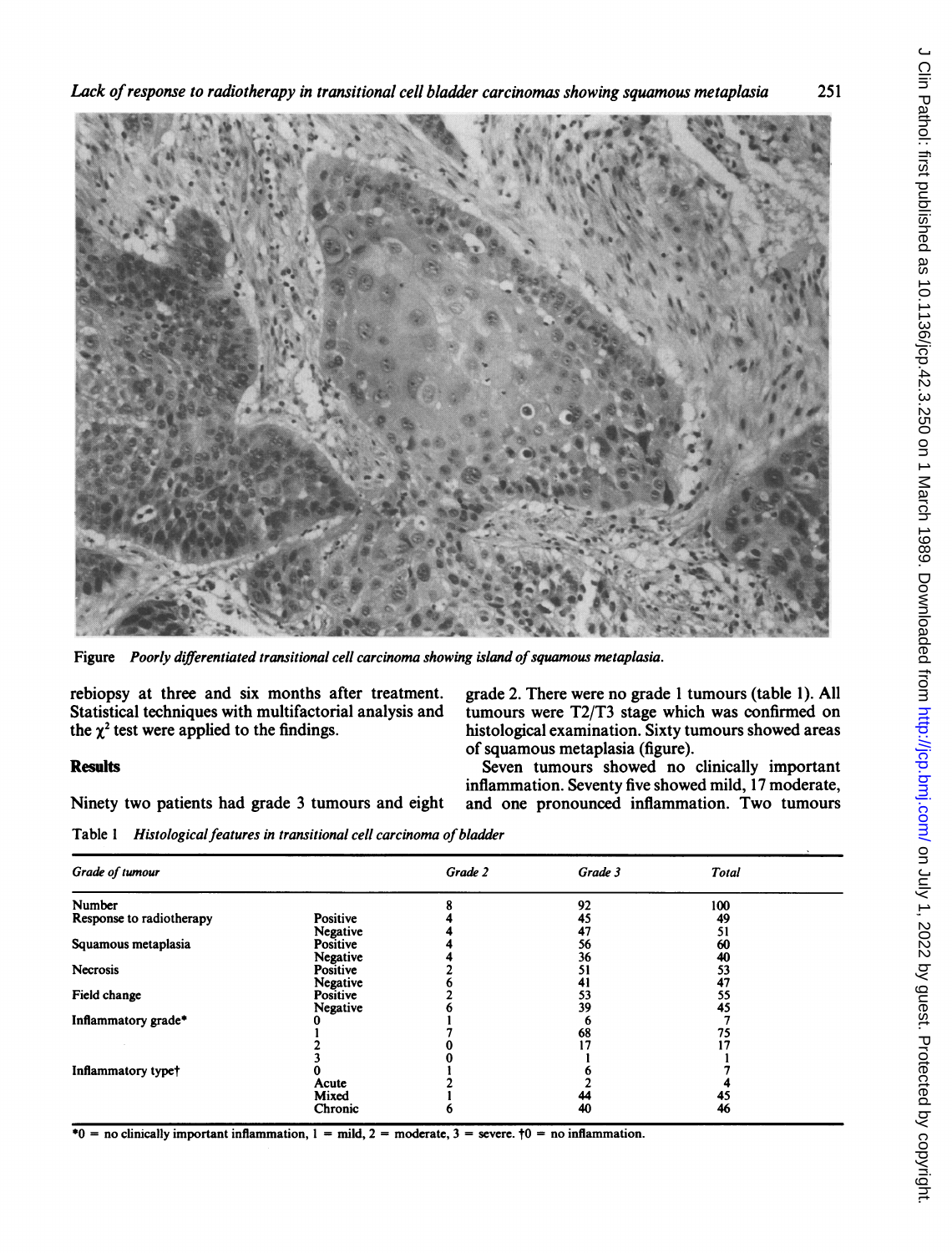Figure *Poorly differentiated transitional cell carcinoma showing island of squamous metaplasia.*

rebiopsy at three and six months after treatment. Statistical techniques with multifactorial analysis and the $\chi^2$ test were applied to the findings.

## Results

Ninety two patients had grade 3 tumours and eight grade 2. There were no grade 1 tumours (table 1). All tumours were T2/T3 stage which was confirmed on histological examination. Sixty tumours showed areas of squamous metaplasia (figure).

Seven tumours showed no clinically important inflammation. Seventy five showed mild, 17 moderate, and one pronounced inflammation. Two tumours

Table 1 *Histological features in transitional cell carcinoma of bladder*

| *Grade of tumour* | | *Grade 2* | *Grade 3* | *Total* |
|---|---|---|---|---|
| Number | | 8 | 92 | 100 |
| Response to radiotherapy | Positive | 4 | 45 | 49 |
| | Negative | 4 | 47 | 51 |
| Squamous metaplasia | Positive | 4 | 56 | 60 |
| | Negative | 4 | 36 | 40 |
| Necrosis | Positive | 2 | 51 | 53 |
| | Negative | 6 | 41 | 47 |
| Field change | Positive | 2 | 53 | 55 |
| | Negative | 6 | 39 | 45 |
| Inflammatory grade* | 0 | 1 | 6 | 7 |
| | 1 | 7 | 68 | 75 |
| | 2 | 0 | 17 | 17 |
| | 3 | 0 | 1 | 1 |
| Inflammatory type† | 0 | 1 | 6 | 7 |
| | Acute | 2 | 2 | 4 |
| | Mixed | 1 | 44 | 45 |
| | Chronic | 6 | 40 | 46 |

*0 = no clinically important inflammation, 1 = mild, 2 = moderate, 3 = severe. †0 = no inflammation.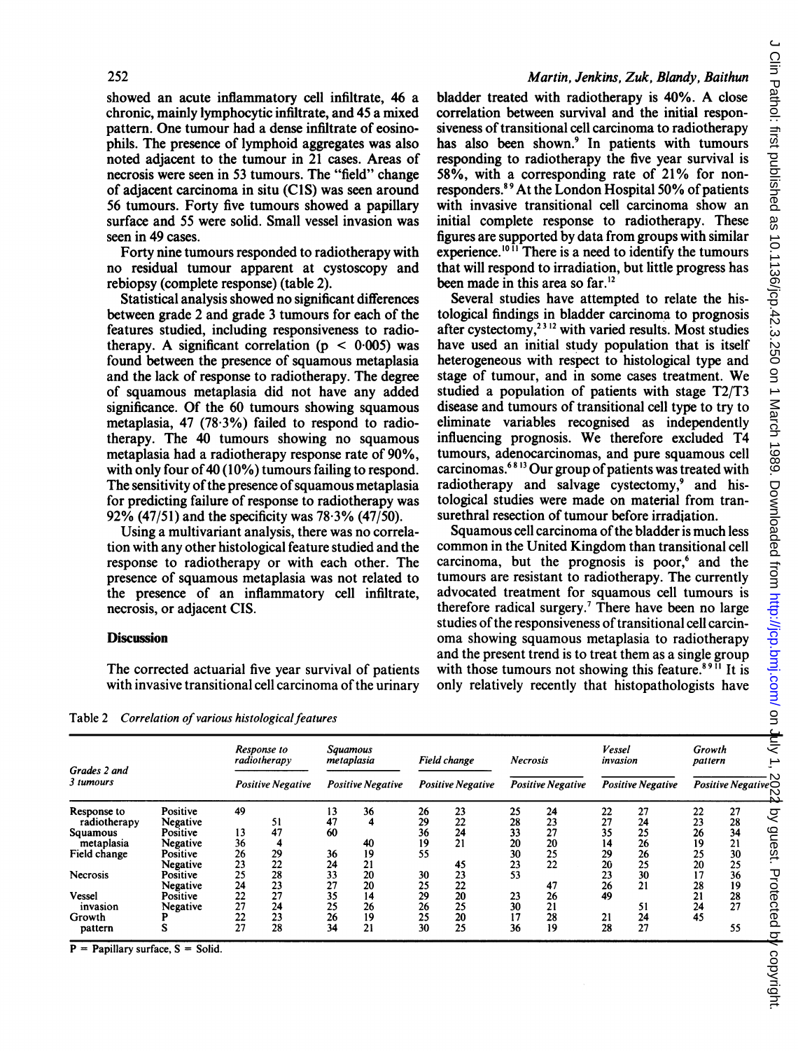showed an acute inflammatory cell infiltrate, 46 a chronic, mainly lymphocytic infiltrate, and 45 a mixed pattern. One tumour had a dense infiltrate of eosinophils. The presence of lymphoid aggregates was also noted adjacent to the tumour in 21 cases. Areas of necrosis were seen in 53 tumours. The "field" change of adjacent carcinoma in situ (CIS) was seen around 56 tumours. Forty five tumours showed a papillary surface and 55 were solid. Small vessel invasion was seen in 49 cases.

Forty nine tumours responded to radiotherapy with no residual tumour apparent at cystoscopy and rebiopsy (complete response) (table 2).

Statistical analysis showed no significant differences between grade 2 and grade 3 tumours for each of the features studied, including responsiveness to radiotherapy. A significant correlation ($p < 0.005$) was found between the presence of squamous metaplasia and the lack of response to radiotherapy. The degree of squamous metaplasia did not have any added significance. Of the 60 tumours showing squamous metaplasia, 47 (78·3%) failed to respond to radiotherapy. The 40 tumours showing no squamous metaplasia had a radiotherapy response rate of 90%, with only four of 40 (10%) tumours failing to respond. The sensitivity of the presence of squamous metaplasia for predicting failure of response to radiotherapy was 92% (47/51) and the specificity was 78·3% (47/50).

Using a multivariant analysis, there was no correlation with any other histological feature studied and the response to radiotherapy or with each other. The presence of squamous metaplasia was not related to the presence of an inflammatory cell infiltrate, necrosis, or adjacent CIS.

## Discussion

The corrected actuarial five year survival of patients with invasive transitional cell carcinoma of the urinary bladder treated with radiotherapy is 40%. A close correlation between survival and the initial responsiveness of transitional cell carcinoma to radiotherapy has also been shown.[9] In patients with tumours responding to radiotherapy the five year survival is 58%, with a corresponding rate of 21% for non-responders.[8,9] At the London Hospital 50% of patients with invasive transitional cell carcinoma show an initial complete response to radiotherapy. These figures are supported by data from groups with similar experience.[10,11] There is a need to identify the tumours that will respond to irradiation, but little progress has been made in this area so far.[12]

Several studies have attempted to relate the histological findings in bladder carcinoma to prognosis after cystectomy,[2,3,12] with varied results. Most studies have used an initial study population that is itself heterogeneous with respect to histological type and stage of tumour, and in some cases treatment. We studied a population of patients with stage T2/T3 disease and tumours of transitional cell type to try to eliminate variables recognised as independently influencing prognosis. We therefore excluded T4 tumours, adenocarcinomas, and pure squamous cell carcinomas.[6,8,13] Our group of patients was treated with radiotherapy and salvage cystectomy,[9] and histological studies were made on material from transurethral resection of tumour before irradiation.

Squamous cell carcinoma of the bladder is much less common in the United Kingdom than transitional cell carcinoma, but the prognosis is poor,[6] and the tumours are resistant to radiotherapy. The currently advocated treatment for squamous cell tumours is therefore radical surgery.[7] There have been no large studies of the responsiveness of transitional cell carcinoma showing squamous metaplasia to radiotherapy and the present trend is to treat them as a single group with those tumours not showing this feature.[8,9,11] It is only relatively recently that histopathologists have

Table 2 *Correlation of various histological features*

| Grades 2 and 3 tumours | | Response to radiotherapy | | Squamous metaplasia | | Field change | | Necrosis | | Vessel invasion | | Growth pattern | |
|---|---|---|---|---|---|---|---|---|---|---|---|---|---|
| | | Positive | Negative | Positive | Negative | Positive | Negative | Positive | Negative | Positive | Negative | Positive | Negative |
| Response to radiotherapy | Positive | 49 | | 13 | 36 | 26 | 23 | 25 | 24 | 22 | 27 | 22 | 27 |
| | Negative | | 51 | 47 | 4 | 29 | 22 | 28 | 23 | 27 | 24 | 23 | 28 |
| Squamous metaplasia | Positive | 13 | 47 | 60 | | 36 | 24 | 33 | 27 | 35 | 25 | 26 | 34 |
| | Negative | 36 | 4 | | 40 | 19 | 21 | 20 | 20 | 14 | 26 | 19 | 21 |
| Field change | Positive | 26 | 29 | 36 | 19 | 55 | | 30 | 25 | 29 | 26 | 25 | 30 |
| | Negative | 23 | 22 | 24 | 21 | | 45 | 23 | 22 | 20 | 25 | 20 | 25 |
| Necrosis | Positive | 25 | 28 | 33 | 20 | 30 | 23 | 53 | | 23 | 30 | 17 | 36 |
| | Negative | 24 | 23 | 27 | 20 | 25 | 22 | | 47 | 26 | 21 | 28 | 19 |
| Vessel invasion | Positive | 22 | 27 | 35 | 14 | 29 | 20 | 23 | 26 | 49 | | 21 | 28 |
| | Negative | 27 | 24 | 25 | 26 | 26 | 25 | 30 | 21 | | 51 | 24 | 27 |
| Growth pattern | P | 22 | 23 | 26 | 19 | 25 | 20 | 17 | 28 | 21 | 24 | 45 | |
| | S | 27 | 28 | 34 | 21 | 30 | 25 | 36 | 19 | 28 | 27 | | 55 |

P = Papillary surface, S = Solid.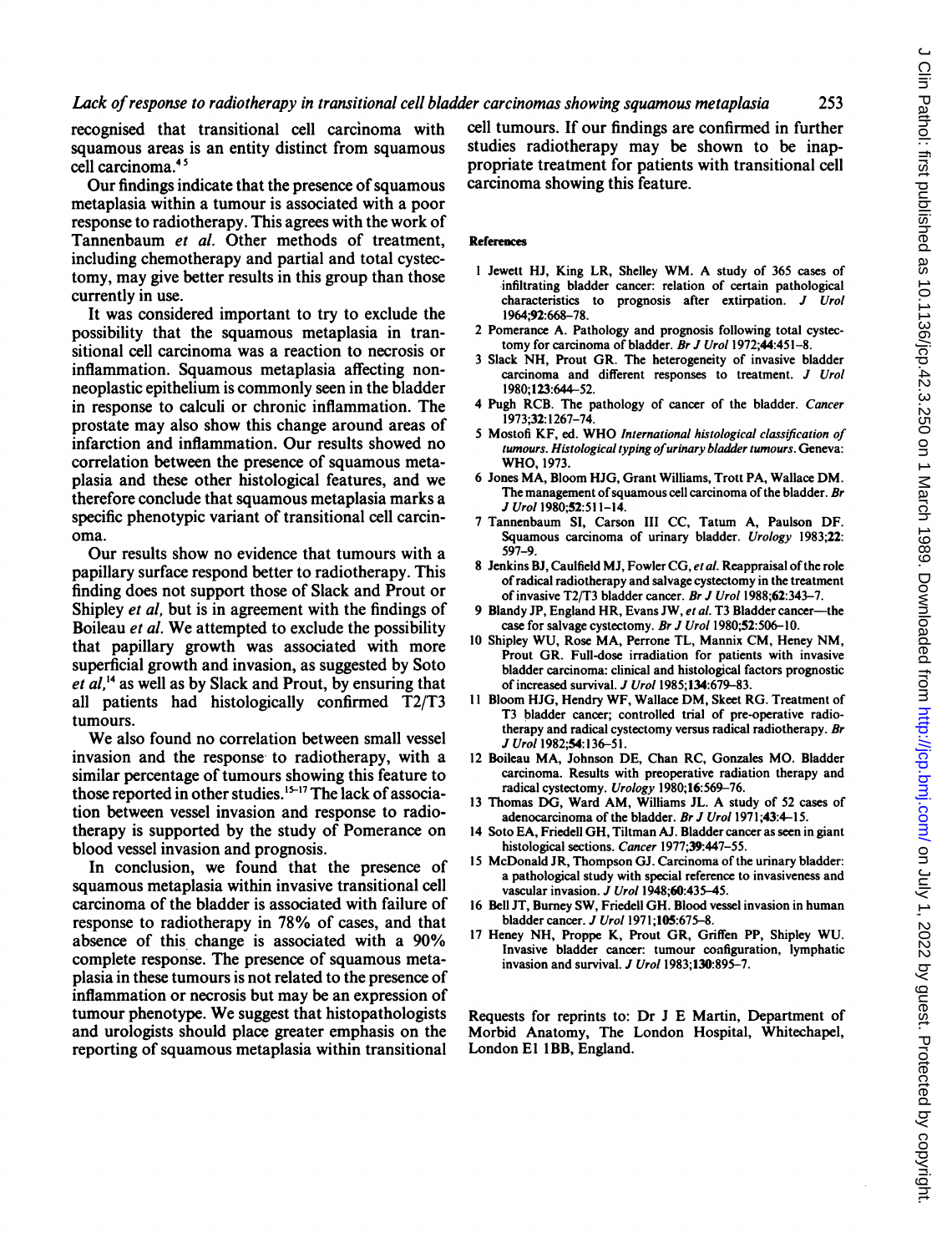recognised that transitional cell carcinoma with squamous areas is an entity distinct from squamous cell carcinoma.[4 5]

Our findings indicate that the presence of squamous metaplasia within a tumour is associated with a poor response to radiotherapy. This agrees with the work of Tannenbaum *et al.* Other methods of treatment, including chemotherapy and partial and total cystectomy, may give better results in this group than those currently in use.

It was considered important to try to exclude the possibility that the squamous metaplasia in transitional cell carcinoma was a reaction to necrosis or inflammation. Squamous metaplasia affecting non-neoplastic epithelium is commonly seen in the bladder in response to calculi or chronic inflammation. The prostate may also show this change around areas of infarction and inflammation. Our results showed no correlation between the presence of squamous metaplasia and these other histological features, and we therefore conclude that squamous metaplasia marks a specific phenotypic variant of transitional cell carcinoma.

Our results show no evidence that tumours with a papillary surface respond better to radiotherapy. This finding does not support those of Slack and Prout or Shipley *et al*, but is in agreement with the findings of Boileau *et al*. We attempted to exclude the possibility that papillary growth was associated with more superficial growth and invasion, as suggested by Soto *et al*,[14] as well as by Slack and Prout, by ensuring that all patients had histologically confirmed T2/T3 tumours.

We also found no correlation between small vessel invasion and the response to radiotherapy, with a similar percentage of tumours showing this feature to those reported in other studies.[15–17] The lack of association between vessel invasion and response to radiotherapy is supported by the study of Pomerance on blood vessel invasion and prognosis.

In conclusion, we found that the presence of squamous metaplasia within invasive transitional cell carcinoma of the bladder is associated with failure of response to radiotherapy in 78% of cases, and that absence of this change is associated with a 90% complete response. The presence of squamous metaplasia in these tumours is not related to the presence of inflammation or necrosis but may be an expression of tumour phenotype. We suggest that histopathologists and urologists should place greater emphasis on the reporting of squamous metaplasia within transitional cell tumours. If our findings are confirmed in further studies radiotherapy may be shown to be inappropriate treatment for patients with transitional cell carcinoma showing this feature.

#### References

1. Jewett HJ, King LR, Shelley WM. A study of 365 cases of infiltrating bladder cancer: relation of certain pathological characteristics to prognosis after extirpation. *J Urol* 1964;**92**:668–78.
2. Pomerance A. Pathology and prognosis following total cystectomy for carcinoma of bladder. *Br J Urol* 1972;**44**:451–8.
3. Slack NH, Prout GR. The heterogeneity of invasive bladder carcinoma and different responses to treatment. *J Urol* 1980;**123**:644–52.
4. Pugh RCB. The pathology of cancer of the bladder. *Cancer* 1973;**32**:1267–74.
5. Mostofi KF, ed. WHO *International histological classification of tumours. Histological typing of urinary bladder tumours*. Geneva: WHO, 1973.
6. Jones MA, Bloom HJG, Grant Williams, Trott PA, Wallace DM. The management of squamous cell carcinoma of the bladder. *Br J Urol* 1980;**52**:511–14.
7. Tannenbaum SI, Carson III CC, Tatum A, Paulson DF. Squamous carcinoma of urinary bladder. *Urology* 1983;**22**: 597–9.
8. Jenkins BJ, Caulfield MJ, Fowler CG, *et al.* Reappraisal of the role of radical radiotherapy and salvage cystectomy in the treatment of invasive T2/T3 bladder cancer. *Br J Urol* 1988;**62**:343–7.
9. Blandy JP, England HR, Evans JW, *et al.* T3 Bladder cancer—the case for salvage cystectomy. *Br J Urol* 1980;**52**:506–10.
10. Shipley WU, Rose MA, Perrone TL, Mannix CM, Heney NM, Prout GR. Full-dose irradiation for patients with invasive bladder carcinoma: clinical and histological factors prognostic of increased survival. *J Urol* 1985;**134**:679–83.
11. Bloom HJG, Hendry WF, Wallace DM, Skeet RG. Treatment of T3 bladder cancer; controlled trial of pre-operative radiotherapy and radical cystectomy versus radical radiotherapy. *Br J Urol* 1982;**54**:136–51.
12. Boileau MA, Johnson DE, Chan RC, Gonzales MO. Bladder carcinoma. Results with preoperative radiation therapy and radical cystectomy. *Urology* 1980;**16**:569–76.
13. Thomas DG, Ward AM, Williams JL. A study of 52 cases of adenocarcinoma of the bladder. *Br J Urol* 1971;**43**:4–15.
14. Soto EA, Friedell GH, Tiltman AJ. Bladder cancer as seen in giant histological sections. *Cancer* 1977;**39**:447–55.
15. McDonald JR, Thompson GJ. Carcinoma of the urinary bladder: a pathological study with special reference to invasiveness and vascular invasion. *J Urol* 1948;**60**:435–45.
16. Bell JT, Burney SW, Friedell GH. Blood vessel invasion in human bladder cancer. *J Urol* 1971;**105**:675–8.
17. Heney NH, Proppe K, Prout GR, Griffen PP, Shipley WU. Invasive bladder cancer: tumour configuration, lymphatic invasion and survival. *J Urol* 1983;**130**:895–7.

Requests for reprints to: Dr J E Martin, Department of Morbid Anatomy, The London Hospital, Whitechapel, London E1 1BB, England.